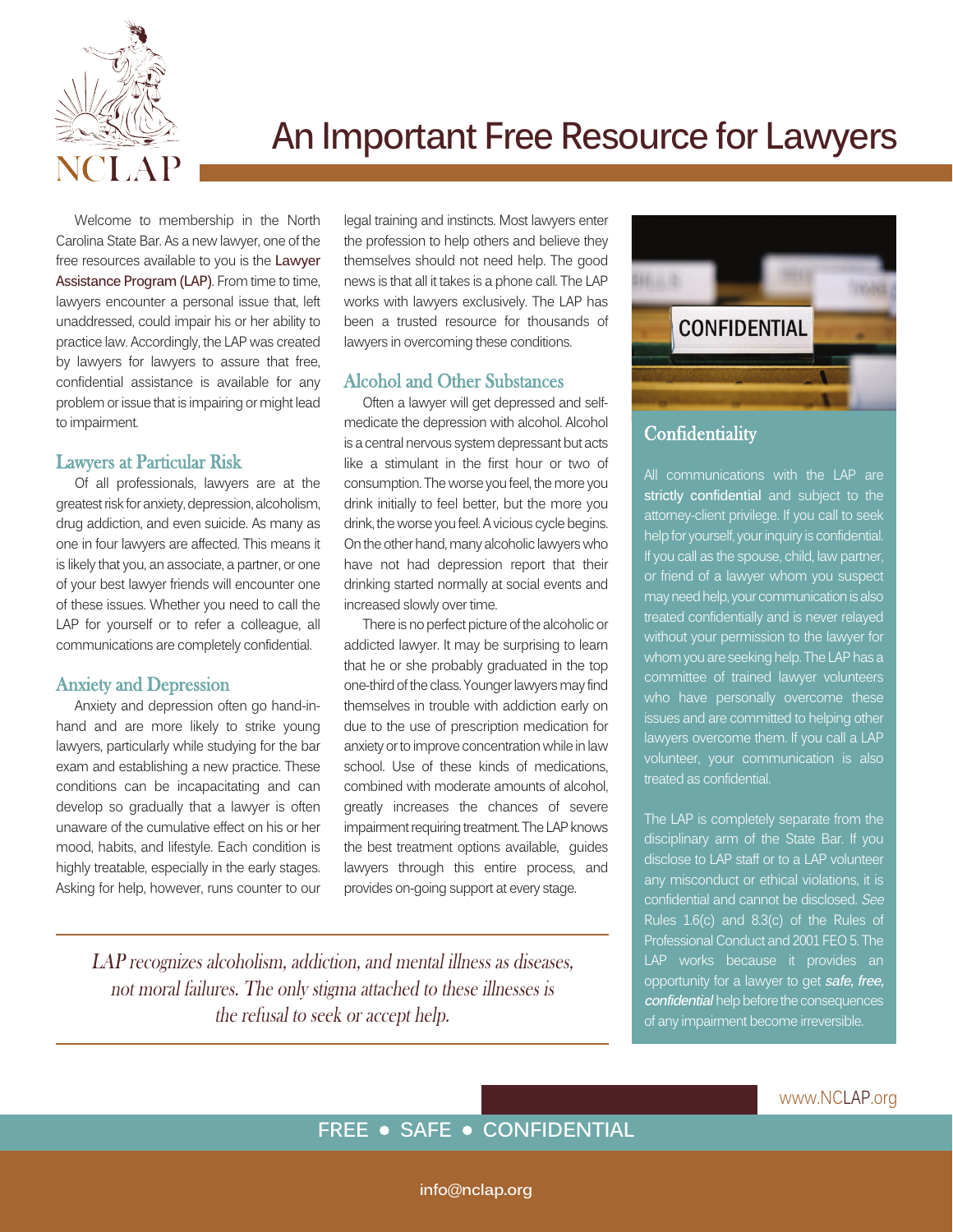NCLAP

# An Important Free Resource for Lawyers

Welcome to membership in the North Carolina State Bar. As a new lawyer, one of the free resources available to you is the Lawyer Assistance Program (LAP). From time to time, lawyers encounter a personal issue that, left unaddressed, could impair his or her ability to practice law. Accordingly, the LAP was created by lawyers for lawyers to assure that free, confidential assistance is available for any problem or issue that is impairing or might lead to impairment.

## Lawyers at Particular Risk

Of all professionals, lawyers are at the greatest risk for anxiety, depression, alcoholism, drug addiction, and even suicide. As many as one in four lawyers are affected. This means it is likely that you, an associate, a partner, or one of your best lawyer friends will encounter one of these issues. Whether you need to call the LAP for yourself or to refer a colleague, all communications are completely confidential.

## Anxiety and Depression

Anxiety and depression often go hand-in-hand and are more likely to strike young lawyers, particularly while studying for the bar exam and establishing a new practice. These conditions can be incapacitating and can develop so gradually that a lawyer is often unaware of the cumulative effect on his or her mood, habits, and lifestyle. Each condition is highly treatable, especially in the early stages. Asking for help, however, runs counter to our legal training and instincts. Most lawyers enter the profession to help others and believe they themselves should not need help. The good news is that all it takes is a phone call. The LAP works with lawyers exclusively. The LAP has been a trusted resource for thousands of lawyers in overcoming these conditions.

## Alcohol and Other Substances

Often a lawyer will get depressed and self-medicate the depression with alcohol. Alcohol is a central nervous system depressant but acts like a stimulant in the first hour or two of consumption. The worse you feel, the more you drink initially to feel better, but the more you drink, the worse you feel. A vicious cycle begins. On the other hand, many alcoholic lawyers who have not had depression report that their drinking started normally at social events and increased slowly over time.

There is no perfect picture of the alcoholic or addicted lawyer. It may be surprising to learn that he or she probably graduated in the top one-third of the class. Younger lawyers may find themselves in trouble with addiction early on due to the use of prescription medication for anxiety or to improve concentration while in law school. Use of these kinds of medications, combined with moderate amounts of alcohol, greatly increases the chances of severe impairment requiring treatment. The LAP knows the best treatment options available, guides lawyers through this entire process, and provides on-going support at every stage.

*LAP recognizes alcoholism, addiction, and mental illness as diseases, not moral failures. The only stigma attached to these illnesses is the refusal to seek or accept help.*

## Confidentiality

All communications with the LAP are strictly confidential and subject to the attorney-client privilege. If you call to seek help for yourself, your inquiry is confidential. If you call as the spouse, child, law partner, or friend of a lawyer whom you suspect may need help, your communication is also treated confidentially and is never relayed without your permission to the lawyer for whom you are seeking help. The LAP has a committee of trained lawyer volunteers who have personally overcome these issues and are committed to helping other lawyers overcome them. If you call a LAP volunteer, your communication is also treated as confidential.

The LAP is completely separate from the disciplinary arm of the State Bar. If you disclose to LAP staff or to a LAP volunteer any misconduct or ethical violations, it is confidential and cannot be disclosed. *See* Rules 1.6(c) and 8.3(c) of the Rules of Professional Conduct and 2001 FEO 5. The LAP works because it provides an opportunity for a lawyer to get ***safe, free, confidential*** help before the consequences of any impairment become irreversible.

www.NCLAP.org

FREE • SAFE • CONFIDENTIAL

info@nclap.org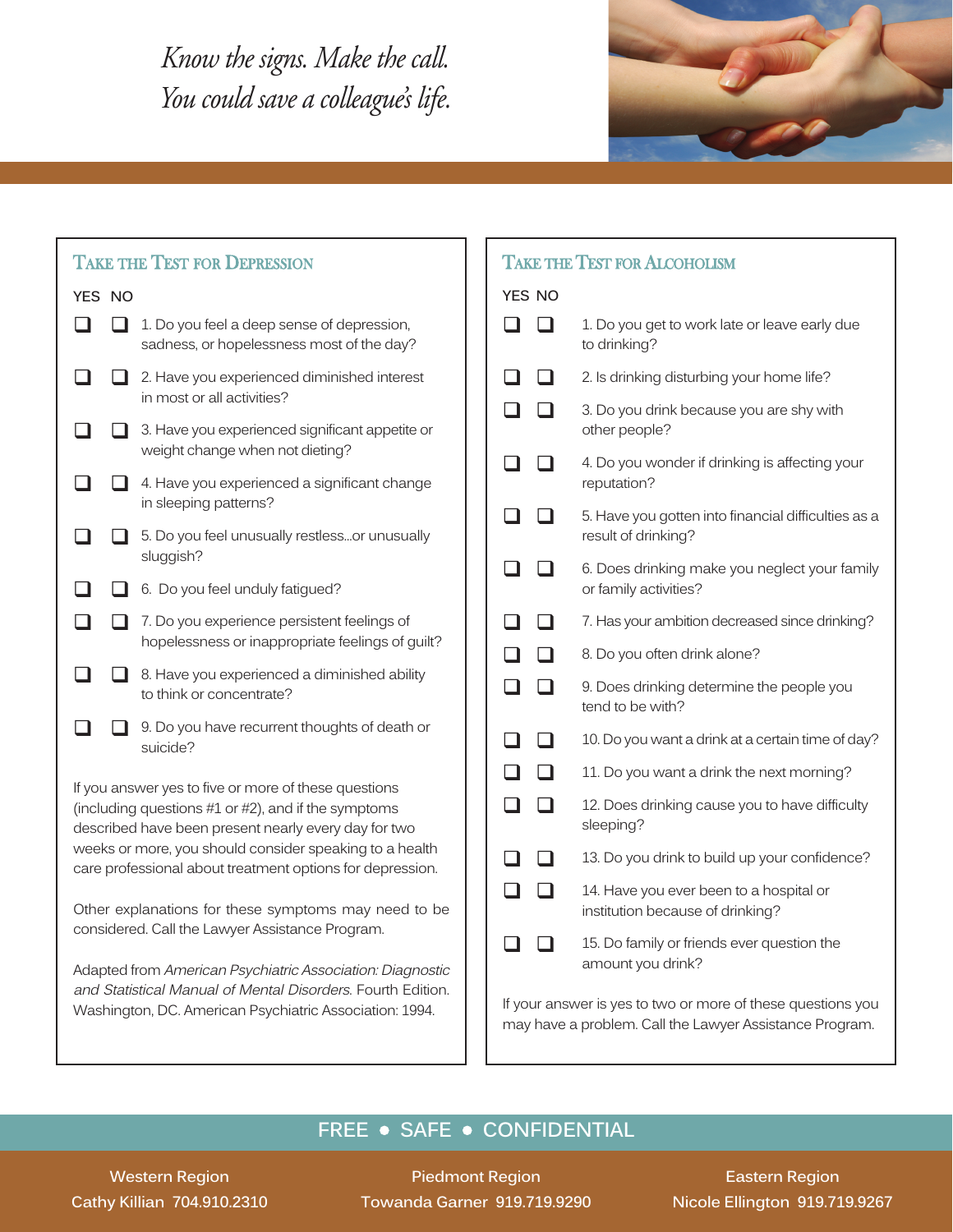*Know the signs. Make the call.*
*You could save a colleague's life.*

## Take the Test for Depression

YES NO

- ❑ ❑ 1. Do you feel a deep sense of depression, sadness, or hopelessness most of the day?
- ❑ ❑ 2. Have you experienced diminished interest in most or all activities?
- ❑ ❑ 3. Have you experienced significant appetite or weight change when not dieting?
- ❑ ❑ 4. Have you experienced a significant change in sleeping patterns?
- ❑ ❑ 5. Do you feel unusually restless...or unusually sluggish?
- ❑ ❑ 6. Do you feel unduly fatigued?
- ❑ ❑ 7. Do you experience persistent feelings of hopelessness or inappropriate feelings of guilt?
- ❑ ❑ 8. Have you experienced a diminished ability to think or concentrate?
- ❑ ❑ 9. Do you have recurrent thoughts of death or suicide?

If you answer yes to five or more of these questions (including questions #1 or #2), and if the symptoms described have been present nearly every day for two weeks or more, you should consider speaking to a health care professional about treatment options for depression.

Other explanations for these symptoms may need to be considered. Call the Lawyer Assistance Program.

Adapted from *American Psychiatric Association: Diagnostic and Statistical Manual of Mental Disorders*. Fourth Edition. Washington, DC. American Psychiatric Association: 1994.

## Take the Test for Alcoholism

YES NO

- ❑ ❑ 1. Do you get to work late or leave early due to drinking?
- ❑ ❑ 2. Is drinking disturbing your home life?
- ❑ ❑ 3. Do you drink because you are shy with other people?
- ❑ ❑ 4. Do you wonder if drinking is affecting your reputation?
- ❑ ❑ 5. Have you gotten into financial difficulties as a result of drinking?
- ❑ ❑ 6. Does drinking make you neglect your family or family activities?
- ❑ ❑ 7. Has your ambition decreased since drinking?
- ❑ ❑ 8. Do you often drink alone?
- ❑ ❑ 9. Does drinking determine the people you tend to be with?
- ❑ ❑ 10. Do you want a drink at a certain time of day?
- ❑ ❑ 11. Do you want a drink the next morning?
- ❑ ❑ 12. Does drinking cause you to have difficulty sleeping?
- ❑ ❑ 13. Do you drink to build up your confidence?
- ❑ ❑ 14. Have you ever been to a hospital or institution because of drinking?
- ❑ ❑ 15. Do family or friends ever question the amount you drink?

If your answer is yes to two or more of these questions you may have a problem. Call the Lawyer Assistance Program.

**FREE • SAFE • CONFIDENTIAL**

**Western Region**
Cathy Killian 704.910.2310

**Piedmont Region**
Towanda Garner 919.719.9290

**Eastern Region**
Nicole Ellington 919.719.9267